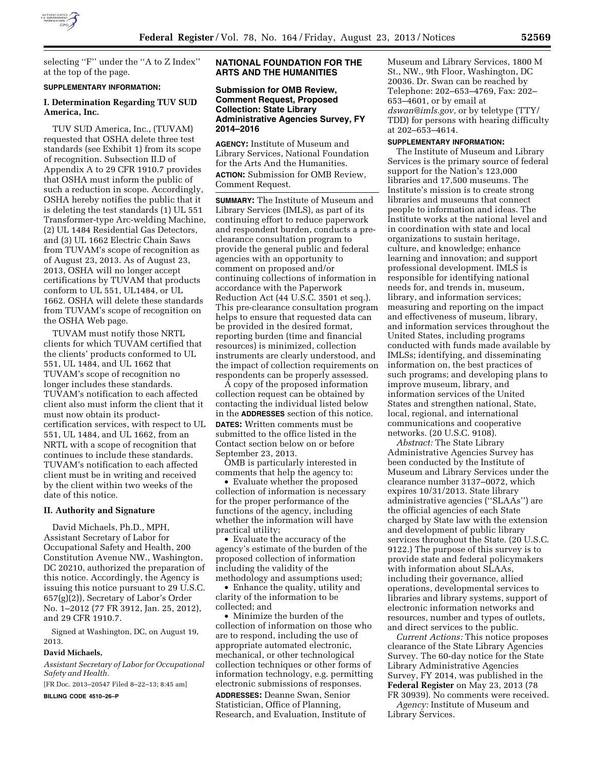selecting ''F'' under the ''A to Z Index'' at the top of the page.

**SUPPLEMENTARY INFORMATION:**

### I. Determination Regarding TUV SUD America, Inc.

TUV SUD America, Inc., (TUVAM) requested that OSHA delete three test standards (see Exhibit 1) from its scope of recognition. Subsection II.D of Appendix A to 29 CFR 1910.7 provides that OSHA must inform the public of such a reduction in scope. Accordingly, OSHA hereby notifies the public that it is deleting the test standards (1) UL 551 Transformer-type Arc-welding Machine, (2) UL 1484 Residential Gas Detectors, and (3) UL 1662 Electric Chain Saws from TUVAM's scope of recognition as of August 23, 2013. As of August 23, 2013, OSHA will no longer accept certifications by TUVAM that products conform to UL 551, UL1484, or UL 1662. OSHA will delete these standards from TUVAM's scope of recognition on the OSHA Web page.

TUVAM must notify those NRTL clients for which TUVAM certified that the clients' products conformed to UL 551, UL 1484, and UL 1662 that TUVAM's scope of recognition no longer includes these standards. TUVAM's notification to each affected client also must inform the client that it must now obtain its product-certification services, with respect to UL 551, UL 1484, and UL 1662, from an NRTL with a scope of recognition that continues to include these standards. TUVAM's notification to each affected client must be in writing and received by the client within two weeks of the date of this notice.

### II. Authority and Signature

David Michaels, Ph.D., MPH, Assistant Secretary of Labor for Occupational Safety and Health, 200 Constitution Avenue NW., Washington, DC 20210, authorized the preparation of this notice. Accordingly, the Agency is issuing this notice pursuant to 29 U.S.C. 657(g)(2)), Secretary of Labor's Order No. 1–2012 (77 FR 3912, Jan. 25, 2012), and 29 CFR 1910.7.

Signed at Washington, DC, on August 19, 2013.

**David Michaels,**

*Assistant Secretary of Labor for Occupational Safety and Health.*

[FR Doc. 2013–20547 Filed 8–22–13; 8:45 am]

**BILLING CODE 4510–26–P**

## NATIONAL FOUNDATION FOR THE ARTS AND THE HUMANITIES

### Submission for OMB Review, Comment Request, Proposed Collection: State Library Administrative Agencies Survey, FY 2014–2016

**AGENCY:** Institute of Museum and Library Services, National Foundation for the Arts And the Humanities.

**ACTION:** Submission for OMB Review, Comment Request.

**SUMMARY:** The Institute of Museum and Library Services (IMLS), as part of its continuing effort to reduce paperwork and respondent burden, conducts a pre-clearance consultation program to provide the general public and federal agencies with an opportunity to comment on proposed and/or continuing collections of information in accordance with the Paperwork Reduction Act (44 U.S.C. 3501 et seq.). This pre-clearance consultation program helps to ensure that requested data can be provided in the desired format, reporting burden (time and financial resources) is minimized, collection instruments are clearly understood, and the impact of collection requirements on respondents can be properly assessed.

A copy of the proposed information collection request can be obtained by contacting the individual listed below in the **ADDRESSES** section of this notice.

**DATES:** Written comments must be submitted to the office listed in the Contact section below on or before September 23, 2013.

OMB is particularly interested in comments that help the agency to:

- Evaluate whether the proposed collection of information is necessary for the proper performance of the functions of the agency, including whether the information will have practical utility;
- Evaluate the accuracy of the agency's estimate of the burden of the proposed collection of information including the validity of the methodology and assumptions used;
- Enhance the quality, utility and clarity of the information to be collected; and
- Minimize the burden of the collection of information on those who are to respond, including the use of appropriate automated electronic, mechanical, or other technological collection techniques or other forms of information technology, e.g. permitting electronic submissions of responses.

**ADDRESSES:** Deanne Swan, Senior Statistician, Office of Planning, Research, and Evaluation, Institute of Museum and Library Services, 1800 M St., NW., 9th Floor, Washington, DC 20036. Dr. Swan can be reached by Telephone: 202–653–4769, Fax: 202–653–4601, or by email at *dswan@imls.gov,* or by teletype (TTY/TDD) for persons with hearing difficulty at 202–653–4614.

**SUPPLEMENTARY INFORMATION:**

The Institute of Museum and Library Services is the primary source of federal support for the Nation's 123,000 libraries and 17,500 museums. The Institute's mission is to create strong libraries and museums that connect people to information and ideas. The Institute works at the national level and in coordination with state and local organizations to sustain heritage, culture, and knowledge; enhance learning and innovation; and support professional development. IMLS is responsible for identifying national needs for, and trends in, museum, library, and information services; measuring and reporting on the impact and effectiveness of museum, library, and information services throughout the United States, including programs conducted with funds made available by IMLSs; identifying, and disseminating information on, the best practices of such programs; and developing plans to improve museum, library, and information services of the United States and strengthen national, State, local, regional, and international communications and cooperative networks. (20 U.S.C. 9108).

*Abstract:* The State Library Administrative Agencies Survey has been conducted by the Institute of Museum and Library Services under the clearance number 3137–0072, which expires 10/31/2013. State library administrative agencies (''SLAAs'') are the official agencies of each State charged by State law with the extension and development of public library services throughout the State. (20 U.S.C. 9122.) The purpose of this survey is to provide state and federal policymakers with information about SLAAs, including their governance, allied operations, developmental services to libraries and library systems, support of electronic information networks and resources, number and types of outlets, and direct services to the public.

*Current Actions:* This notice proposes clearance of the State Library Agencies Survey. The 60-day notice for the State Library Administrative Agencies Survey, FY 2014, was published in the **Federal Register** on May 23, 2013 (78 FR 30939). No comments were received.

*Agency:* Institute of Museum and Library Services.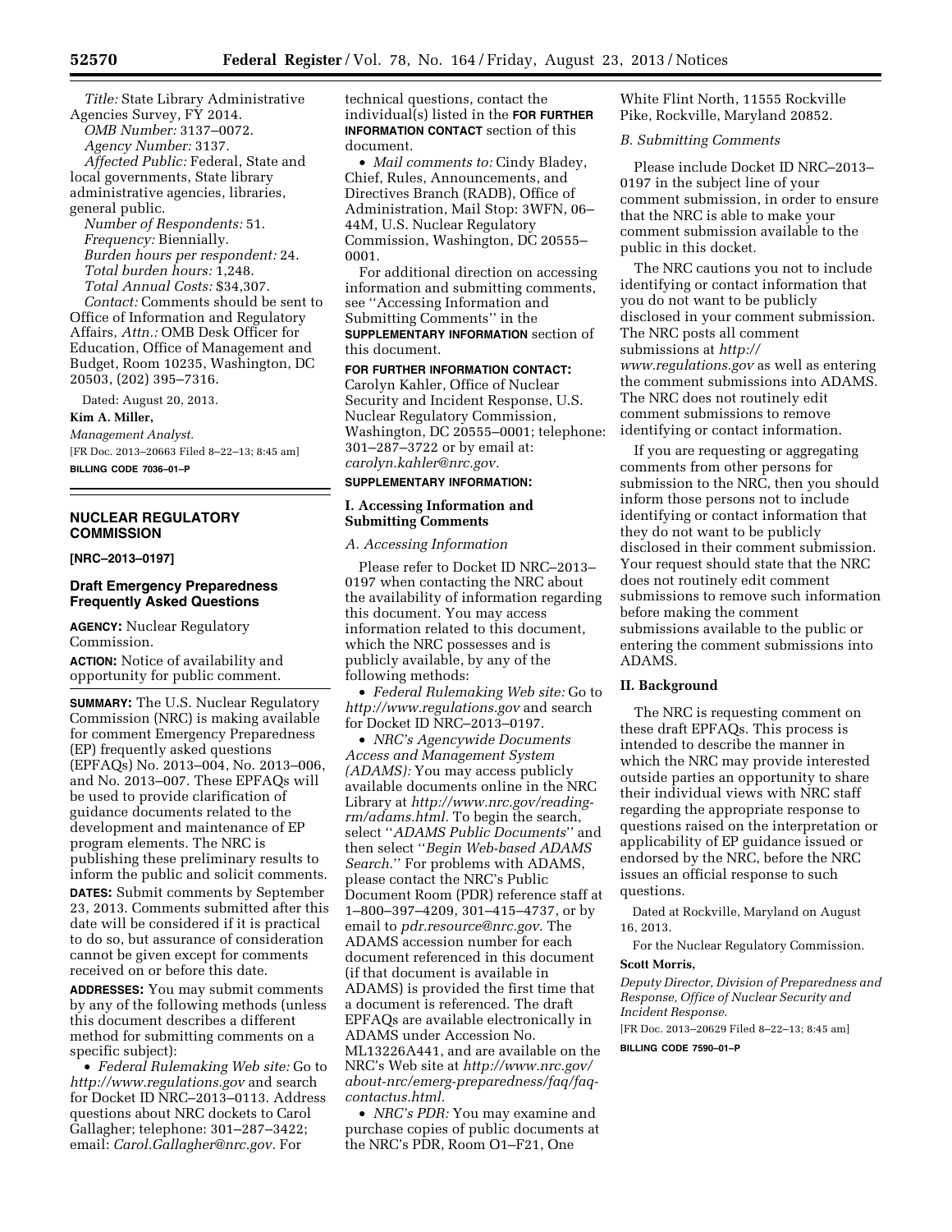*Title:* State Library Administrative Agencies Survey, FY 2014.

*OMB Number:* 3137–0072.

*Agency Number:* 3137.

*Affected Public:* Federal, State and local governments, State library administrative agencies, libraries, general public.

*Number of Respondents:* 51.

*Frequency:* Biennially.

*Burden hours per respondent:* 24.

*Total burden hours:* 1,248.

*Total Annual Costs:* $34,307.

*Contact:* Comments should be sent to Office of Information and Regulatory Affairs, *Attn.:* OMB Desk Officer for Education, Office of Management and Budget, Room 10235, Washington, DC 20503, (202) 395–7316.

Dated: August 20, 2013.

**Kim A. Miller,**

*Management Analyst.*

[FR Doc. 2013–20663 Filed 8–22–13; 8:45 am]

**BILLING CODE 7036–01–P**

## NUCLEAR REGULATORY COMMISSION

**[NRC–2013–0197]**

### Draft Emergency Preparedness Frequently Asked Questions

**AGENCY:** Nuclear Regulatory Commission.

**ACTION:** Notice of availability and opportunity for public comment.

**SUMMARY:** The U.S. Nuclear Regulatory Commission (NRC) is making available for comment Emergency Preparedness (EP) frequently asked questions (EPFAQs) No. 2013–004, No. 2013–006, and No. 2013–007. These EPFAQs will be used to provide clarification of guidance documents related to the development and maintenance of EP program elements. The NRC is publishing these preliminary results to inform the public and solicit comments.

**DATES:** Submit comments by September 23, 2013. Comments submitted after this date will be considered if it is practical to do so, but assurance of consideration cannot be given except for comments received on or before this date.

**ADDRESSES:** You may submit comments by any of the following methods (unless this document describes a different method for submitting comments on a specific subject):

- *Federal Rulemaking Web site:* Go to *http://www.regulations.gov* and search for Docket ID NRC–2013–0113. Address questions about NRC dockets to Carol Gallagher; telephone: 301–287–3422; email: *Carol.Gallagher@nrc.gov.* For technical questions, contact the individual(s) listed in the **FOR FURTHER INFORMATION CONTACT** section of this document.
- *Mail comments to:* Cindy Bladey, Chief, Rules, Announcements, and Directives Branch (RADB), Office of Administration, Mail Stop: 3WFN, 06–44M, U.S. Nuclear Regulatory Commission, Washington, DC 20555–0001.

For additional direction on accessing information and submitting comments, see ''Accessing Information and Submitting Comments'' in the **SUPPLEMENTARY INFORMATION** section of this document.

**FOR FURTHER INFORMATION CONTACT:** Carolyn Kahler, Office of Nuclear Security and Incident Response, U.S. Nuclear Regulatory Commission, Washington, DC 20555–0001; telephone: 301–287–3722 or by email at: *carolyn.kahler@nrc.gov.*

**SUPPLEMENTARY INFORMATION:**

### I. Accessing Information and Submitting Comments

*A. Accessing Information*

Please refer to Docket ID NRC–2013–0197 when contacting the NRC about the availability of information regarding this document. You may access information related to this document, which the NRC possesses and is publicly available, by any of the following methods:

- *Federal Rulemaking Web site:* Go to *http://www.regulations.gov* and search for Docket ID NRC–2013–0197.
- *NRC's Agencywide Documents Access and Management System (ADAMS):* You may access publicly available documents online in the NRC Library at *http://www.nrc.gov/reading-rm/adams.html.* To begin the search, select ''*ADAMS Public Documents*'' and then select ''*Begin Web-based ADAMS Search.*'' For problems with ADAMS, please contact the NRC's Public Document Room (PDR) reference staff at 1–800–397–4209, 301–415–4737, or by email to *pdr.resource@nrc.gov.* The ADAMS accession number for each document referenced in this document (if that document is available in ADAMS) is provided the first time that a document is referenced. The draft EPFAQs are available electronically in ADAMS under Accession No. ML13226A441, and are available on the NRC's Web site at *http://www.nrc.gov/about-nrc/emerg-preparedness/faq/faq-contactus.html.*
- *NRC's PDR:* You may examine and purchase copies of public documents at the NRC's PDR, Room O1–F21, One White Flint North, 11555 Rockville Pike, Rockville, Maryland 20852.

*B. Submitting Comments*

Please include Docket ID NRC–2013–0197 in the subject line of your comment submission, in order to ensure that the NRC is able to make your comment submission available to the public in this docket.

The NRC cautions you not to include identifying or contact information that you do not want to be publicly disclosed in your comment submission. The NRC posts all comment submissions at *http://www.regulations.gov* as well as entering the comment submissions into ADAMS. The NRC does not routinely edit comment submissions to remove identifying or contact information.

If you are requesting or aggregating comments from other persons for submission to the NRC, then you should inform those persons not to include identifying or contact information that they do not want to be publicly disclosed in their comment submission. Your request should state that the NRC does not routinely edit comment submissions to remove such information before making the comment submissions available to the public or entering the comment submissions into ADAMS.

### II. Background

The NRC is requesting comment on these draft EPFAQs. This process is intended to describe the manner in which the NRC may provide interested outside parties an opportunity to share their individual views with NRC staff regarding the appropriate response to questions raised on the interpretation or applicability of EP guidance issued or endorsed by the NRC, before the NRC issues an official response to such questions.

Dated at Rockville, Maryland on August 16, 2013.

For the Nuclear Regulatory Commission.

**Scott Morris,**

*Deputy Director, Division of Preparedness and Response, Office of Nuclear Security and Incident Response.*

[FR Doc. 2013–20629 Filed 8–22–13; 8:45 am]

**BILLING CODE 7590–01–P**